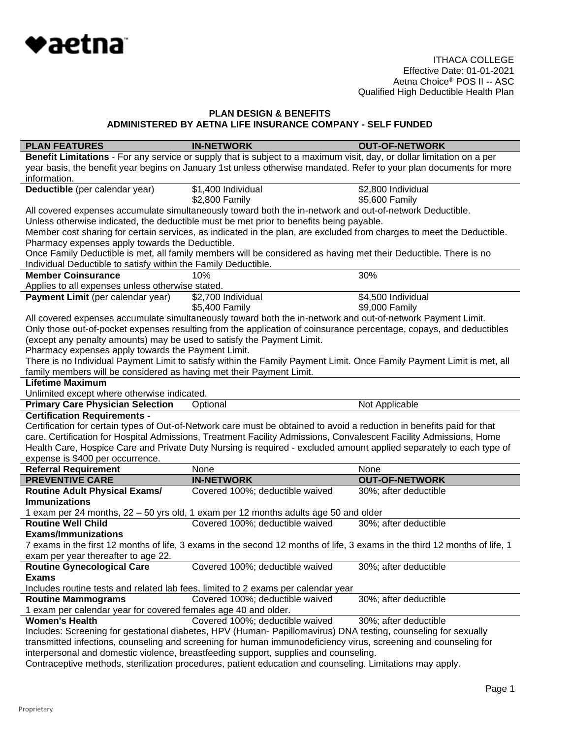aetna

ITHACA COLLEGE
Effective Date: 01-01-2021
Aetna Choice® POS II -- ASC
Qualified High Deductible Health Plan

## PLAN DESIGN & BENEFITS
## ADMINISTERED BY AETNA LIFE INSURANCE COMPANY - SELF FUNDED

| PLAN FEATURES | IN-NETWORK | OUT-OF-NETWORK |
|---|---|---|
| **Benefit Limitations** - For any service or supply that is subject to a maximum visit, day, or dollar limitation on a per year basis, the benefit year begins on January 1st unless otherwise mandated. Refer to your plan documents for more information. | | |
| **Deductible** (per calendar year) | $1,400 Individual<br>$2,800 Family | $2,800 Individual<br>$5,600 Family |
| All covered expenses accumulate simultaneously toward both the in-network and out-of-network Deductible.<br>Unless otherwise indicated, the deductible must be met prior to benefits being payable.<br>Member cost sharing for certain services, as indicated in the plan, are excluded from charges to meet the Deductible.<br>Pharmacy expenses apply towards the Deductible.<br>Once Family Deductible is met, all family members will be considered as having met their Deductible. There is no Individual Deductible to satisfy within the Family Deductible. | | |
| **Member Coinsurance** | 10% | 30% |
| Applies to all expenses unless otherwise stated. | | |
| **Payment Limit** (per calendar year) | $2,700 Individual<br>$5,400 Family | $4,500 Individual<br>$9,000 Family |
| All covered expenses accumulate simultaneously toward both the in-network and out-of-network Payment Limit.<br>Only those out-of-pocket expenses resulting from the application of coinsurance percentage, copays, and deductibles (except any penalty amounts) may be used to satisfy the Payment Limit.<br>Pharmacy expenses apply towards the Payment Limit.<br>There is no Individual Payment Limit to satisfy within the Family Payment Limit. Once Family Payment Limit is met, all family members will be considered as having met their Payment Limit. | | |
| **Lifetime Maximum** | | |
| Unlimited except where otherwise indicated. | | |
| **Primary Care Physician Selection** | Optional | Not Applicable |
| **Certification Requirements -** | | |
| Certification for certain types of Out-of-Network care must be obtained to avoid a reduction in benefits paid for that care. Certification for Hospital Admissions, Treatment Facility Admissions, Convalescent Facility Admissions, Home Health Care, Hospice Care and Private Duty Nursing is required - excluded amount applied separately to each type of expense is $400 per occurrence. | | |
| **Referral Requirement** | None | None |
| **PREVENTIVE CARE** | **IN-NETWORK** | **OUT-OF-NETWORK** |
| **Routine Adult Physical Exams/ Immunizations** | Covered 100%; deductible waived | 30%; after deductible |
| 1 exam per 24 months, 22 – 50 yrs old, 1 exam per 12 months adults age 50 and older | | |
| **Routine Well Child Exams/Immunizations** | Covered 100%; deductible waived | 30%; after deductible |
| 7 exams in the first 12 months of life, 3 exams in the second 12 months of life, 3 exams in the third 12 months of life, 1 exam per year thereafter to age 22. | | |
| **Routine Gynecological Care Exams** | Covered 100%; deductible waived | 30%; after deductible |
| Includes routine tests and related lab fees, limited to 2 exams per calendar year | | |
| **Routine Mammograms** | Covered 100%; deductible waived | 30%; after deductible |
| 1 exam per calendar year for covered females age 40 and older. | | |
| **Women's Health** | Covered 100%; deductible waived | 30%; after deductible |
| Includes: Screening for gestational diabetes, HPV (Human- Papillomavirus) DNA testing, counseling for sexually transmitted infections, counseling and screening for human immunodeficiency virus, screening and counseling for interpersonal and domestic violence, breastfeeding support, supplies and counseling.<br>Contraceptive methods, sterilization procedures, patient education and counseling. Limitations may apply. | | |

Proprietary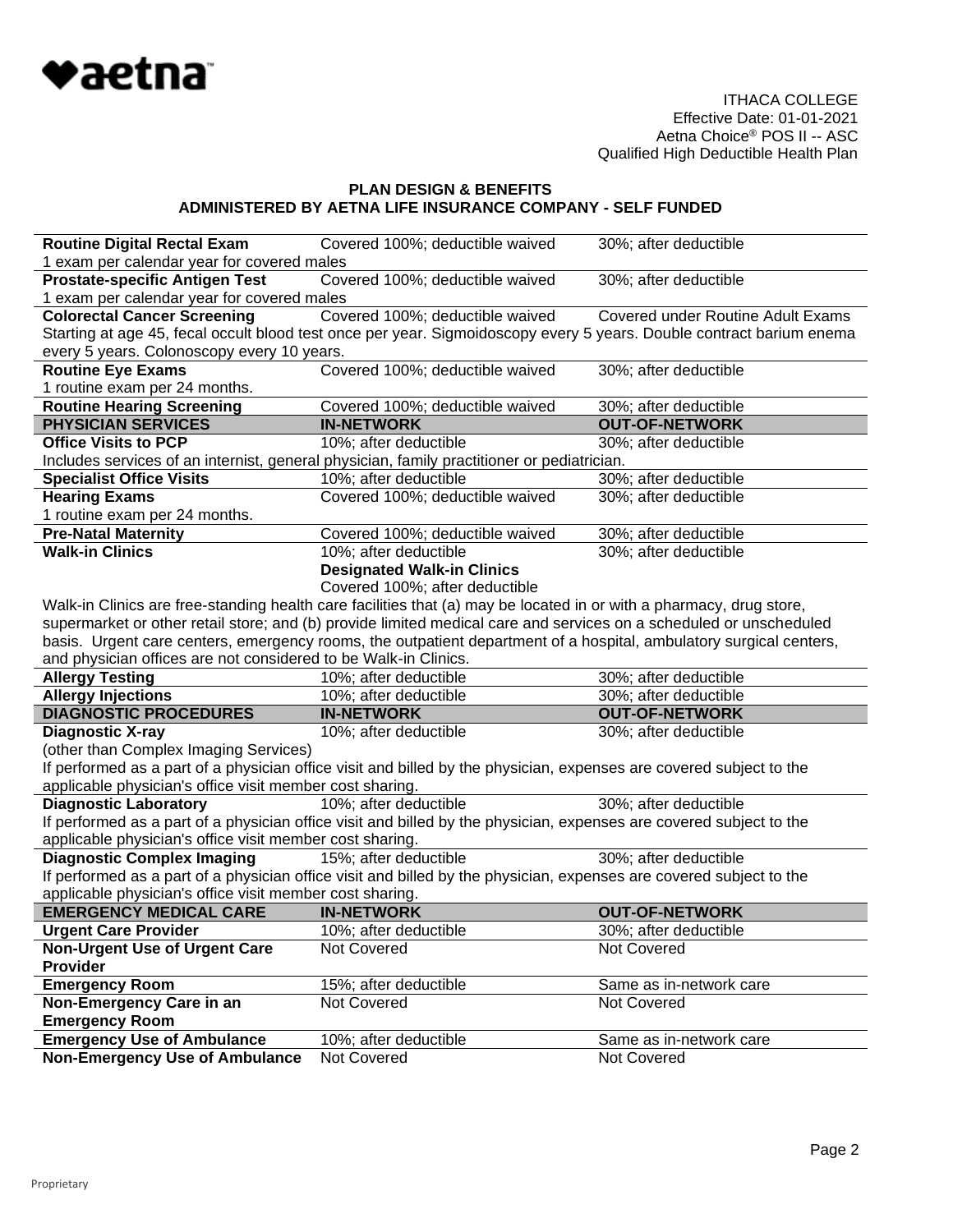ITHACA COLLEGE
Effective Date: 01-01-2021
Aetna Choice® POS II -- ASC
Qualified High Deductible Health Plan

**PLAN DESIGN & BENEFITS**
**ADMINISTERED BY AETNA LIFE INSURANCE COMPANY - SELF FUNDED**

| | | |
|---|---|---|
| **Routine Digital Rectal Exam** | Covered 100%; deductible waived | 30%; after deductible |
| 1 exam per calendar year for covered males | | |
| **Prostate-specific Antigen Test** | Covered 100%; deductible waived | 30%; after deductible |
| 1 exam per calendar year for covered males | | |
| **Colorectal Cancer Screening** | Covered 100%; deductible waived | Covered under Routine Adult Exams |
| Starting at age 45, fecal occult blood test once per year. Sigmoidoscopy every 5 years. Double contract barium enema every 5 years. Colonoscopy every 10 years. | | |
| **Routine Eye Exams** | Covered 100%; deductible waived | 30%; after deductible |
| 1 routine exam per 24 months. | | |
| **Routine Hearing Screening** | Covered 100%; deductible waived | 30%; after deductible |
| **PHYSICIAN SERVICES** | **IN-NETWORK** | **OUT-OF-NETWORK** |
| **Office Visits to PCP** | 10%; after deductible | 30%; after deductible |
| Includes services of an internist, general physician, family practitioner or pediatrician. | | |
| **Specialist Office Visits** | 10%; after deductible | 30%; after deductible |
| **Hearing Exams** | Covered 100%; deductible waived | 30%; after deductible |
| 1 routine exam per 24 months. | | |
| **Pre-Natal Maternity** | Covered 100%; deductible waived | 30%; after deductible |
| **Walk-in Clinics** | 10%; after deductible<br>**Designated Walk-in Clinics**<br>Covered 100%; after deductible | 30%; after deductible |
| Walk-in Clinics are free-standing health care facilities that (a) may be located in or with a pharmacy, drug store, supermarket or other retail store; and (b) provide limited medical care and services on a scheduled or unscheduled basis. Urgent care centers, emergency rooms, the outpatient department of a hospital, ambulatory surgical centers, and physician offices are not considered to be Walk-in Clinics. | | |
| **Allergy Testing** | 10%; after deductible | 30%; after deductible |
| **Allergy Injections** | 10%; after deductible | 30%; after deductible |
| **DIAGNOSTIC PROCEDURES** | **IN-NETWORK** | **OUT-OF-NETWORK** |
| **Diagnostic X-ray**<br>(other than Complex Imaging Services) | 10%; after deductible | 30%; after deductible |
| If performed as a part of a physician office visit and billed by the physician, expenses are covered subject to the applicable physician's office visit member cost sharing. | | |
| **Diagnostic Laboratory** | 10%; after deductible | 30%; after deductible |
| If performed as a part of a physician office visit and billed by the physician, expenses are covered subject to the applicable physician's office visit member cost sharing. | | |
| **Diagnostic Complex Imaging** | 15%; after deductible | 30%; after deductible |
| If performed as a part of a physician office visit and billed by the physician, expenses are covered subject to the applicable physician's office visit member cost sharing. | | |
| **EMERGENCY MEDICAL CARE** | **IN-NETWORK** | **OUT-OF-NETWORK** |
| **Urgent Care Provider** | 10%; after deductible | 30%; after deductible |
| **Non-Urgent Use of Urgent Care Provider** | Not Covered | Not Covered |
| **Emergency Room** | 15%; after deductible | Same as in-network care |
| **Non-Emergency Care in an Emergency Room** | Not Covered | Not Covered |
| **Emergency Use of Ambulance** | 10%; after deductible | Same as in-network care |
| **Non-Emergency Use of Ambulance** | Not Covered | Not Covered |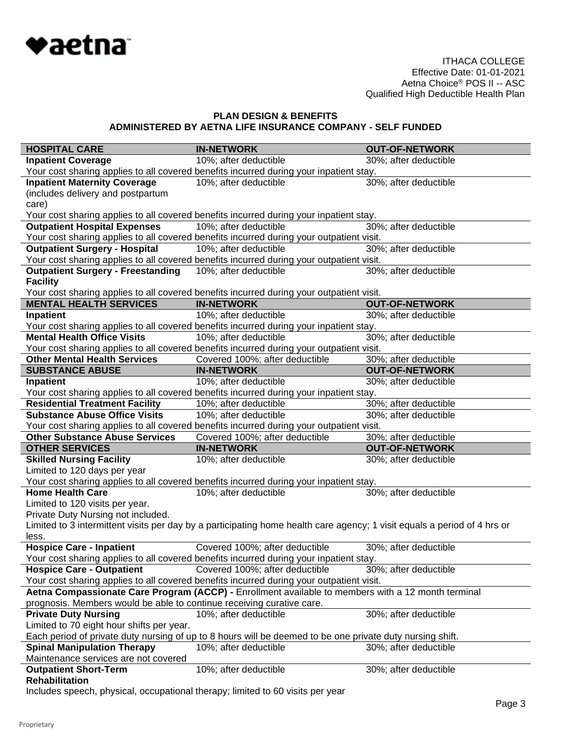ITHACA COLLEGE
Effective Date: 01-01-2021
Aetna Choice® POS II -- ASC
Qualified High Deductible Health Plan

## PLAN DESIGN & BENEFITS
## ADMINISTERED BY AETNA LIFE INSURANCE COMPANY - SELF FUNDED

| HOSPITAL CARE | IN-NETWORK | OUT-OF-NETWORK |
|---|---|---|
| **Inpatient Coverage** | 10%; after deductible | 30%; after deductible |
| Your cost sharing applies to all covered benefits incurred during your inpatient stay. | | |
| **Inpatient Maternity Coverage** (includes delivery and postpartum care) | 10%; after deductible | 30%; after deductible |
| Your cost sharing applies to all covered benefits incurred during your inpatient stay. | | |
| **Outpatient Hospital Expenses** | 10%; after deductible | 30%; after deductible |
| Your cost sharing applies to all covered benefits incurred during your outpatient visit. | | |
| **Outpatient Surgery - Hospital** | 10%; after deductible | 30%; after deductible |
| Your cost sharing applies to all covered benefits incurred during your outpatient visit. | | |
| **Outpatient Surgery - Freestanding Facility** | 10%; after deductible | 30%; after deductible |
| Your cost sharing applies to all covered benefits incurred during your outpatient visit. | | |
| **MENTAL HEALTH SERVICES** | **IN-NETWORK** | **OUT-OF-NETWORK** |
| **Inpatient** | 10%; after deductible | 30%; after deductible |
| Your cost sharing applies to all covered benefits incurred during your inpatient stay. | | |
| **Mental Health Office Visits** | 10%; after deductible | 30%; after deductible |
| Your cost sharing applies to all covered benefits incurred during your outpatient visit. | | |
| **Other Mental Health Services** | Covered 100%; after deductible | 30%; after deductible |
| **SUBSTANCE ABUSE** | **IN-NETWORK** | **OUT-OF-NETWORK** |
| **Inpatient** | 10%; after deductible | 30%; after deductible |
| Your cost sharing applies to all covered benefits incurred during your inpatient stay. | | |
| **Residential Treatment Facility** | 10%; after deductible | 30%; after deductible |
| **Substance Abuse Office Visits** | 10%; after deductible | 30%; after deductible |
| Your cost sharing applies to all covered benefits incurred during your outpatient visit. | | |
| **Other Substance Abuse Services** | Covered 100%; after deductible | 30%; after deductible |
| **OTHER SERVICES** | **IN-NETWORK** | **OUT-OF-NETWORK** |
| **Skilled Nursing Facility** Limited to 120 days per year | 10%; after deductible | 30%; after deductible |
| Your cost sharing applies to all covered benefits incurred during your inpatient stay. | | |
| **Home Health Care** Limited to 120 visits per year. Private Duty Nursing not included. | 10%; after deductible | 30%; after deductible |
| Limited to 3 intermittent visits per day by a participating home health care agency; 1 visit equals a period of 4 hrs or less. | | |
| **Hospice Care - Inpatient** | Covered 100%; after deductible | 30%; after deductible |
| Your cost sharing applies to all covered benefits incurred during your inpatient stay. | | |
| **Hospice Care - Outpatient** | Covered 100%; after deductible | 30%; after deductible |
| Your cost sharing applies to all covered benefits incurred during your outpatient visit. | | |
| **Aetna Compassionate Care Program (ACCP) -** Enrollment available to members with a 12 month terminal prognosis. Members would be able to continue receiving curative care. | | |
| **Private Duty Nursing** Limited to 70 eight hour shifts per year. | 10%; after deductible | 30%; after deductible |
| Each period of private duty nursing of up to 8 hours will be deemed to be one private duty nursing shift. | | |
| **Spinal Manipulation Therapy** Maintenance services are not covered | 10%; after deductible | 30%; after deductible |
| **Outpatient Short-Term Rehabilitation** | 10%; after deductible | 30%; after deductible |
| Includes speech, physical, occupational therapy; limited to 60 visits per year | | |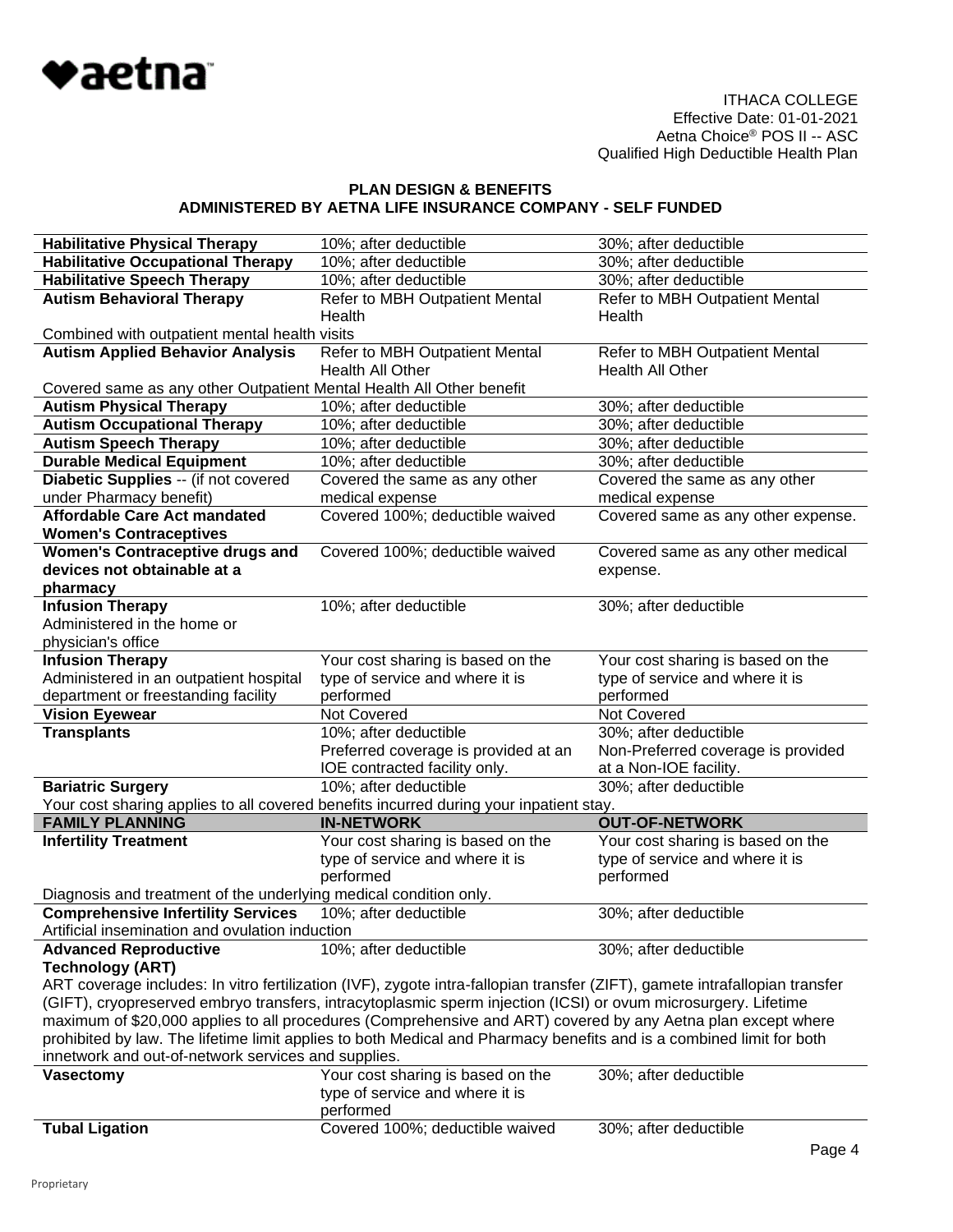ITHACA COLLEGE
Effective Date: 01-01-2021
Aetna Choice® POS II -- ASC
Qualified High Deductible Health Plan

**PLAN DESIGN & BENEFITS**
**ADMINISTERED BY AETNA LIFE INSURANCE COMPANY - SELF FUNDED**

| | | |
|---|---|---|
| **Habilitative Physical Therapy** | 10%; after deductible | 30%; after deductible |
| **Habilitative Occupational Therapy** | 10%; after deductible | 30%; after deductible |
| **Habilitative Speech Therapy** | 10%; after deductible | 30%; after deductible |
| **Autism Behavioral Therapy** | Refer to MBH Outpatient Mental Health | Refer to MBH Outpatient Mental Health |
| Combined with outpatient mental health visits | | |
| **Autism Applied Behavior Analysis** | Refer to MBH Outpatient Mental Health All Other | Refer to MBH Outpatient Mental Health All Other |
| Covered same as any other Outpatient Mental Health All Other benefit | | |
| **Autism Physical Therapy** | 10%; after deductible | 30%; after deductible |
| **Autism Occupational Therapy** | 10%; after deductible | 30%; after deductible |
| **Autism Speech Therapy** | 10%; after deductible | 30%; after deductible |
| **Durable Medical Equipment** | 10%; after deductible | 30%; after deductible |
| **Diabetic Supplies** -- (if not covered under Pharmacy benefit) | Covered the same as any other medical expense | Covered the same as any other medical expense |
| **Affordable Care Act mandated Women's Contraceptives** | Covered 100%; deductible waived | Covered same as any other expense. |
| **Women's Contraceptive drugs and devices not obtainable at a pharmacy** | Covered 100%; deductible waived | Covered same as any other medical expense. |
| **Infusion Therapy** Administered in the home or physician's office | 10%; after deductible | 30%; after deductible |
| **Infusion Therapy** Administered in an outpatient hospital department or freestanding facility | Your cost sharing is based on the type of service and where it is performed | Your cost sharing is based on the type of service and where it is performed |
| **Vision Eyewear** | Not Covered | Not Covered |
| **Transplants** | 10%; after deductible Preferred coverage is provided at an IOE contracted facility only. | 30%; after deductible Non-Preferred coverage is provided at a Non-IOE facility. |
| **Bariatric Surgery** | 10%; after deductible | 30%; after deductible |
| Your cost sharing applies to all covered benefits incurred during your inpatient stay. | | |
| **FAMILY PLANNING** | **IN-NETWORK** | **OUT-OF-NETWORK** |
| **Infertility Treatment** | Your cost sharing is based on the type of service and where it is performed | Your cost sharing is based on the type of service and where it is performed |
| Diagnosis and treatment of the underlying medical condition only. | | |
| **Comprehensive Infertility Services** | 10%; after deductible | 30%; after deductible |
| Artificial insemination and ovulation induction | | |
| **Advanced Reproductive Technology (ART)** | 10%; after deductible | 30%; after deductible |
| ART coverage includes: In vitro fertilization (IVF), zygote intra-fallopian transfer (ZIFT), gamete intrafallopian transfer (GIFT), cryopreserved embryo transfers, intracytoplasmic sperm injection (ICSI) or ovum microsurgery. Lifetime maximum of $20,000 applies to all procedures (Comprehensive and ART) covered by any Aetna plan except where prohibited by law. The lifetime limit applies to both Medical and Pharmacy benefits and is a combined limit for both innetwork and out-of-network services and supplies. | | |
| **Vasectomy** | Your cost sharing is based on the type of service and where it is performed | 30%; after deductible |
| **Tubal Ligation** | Covered 100%; deductible waived | 30%; after deductible |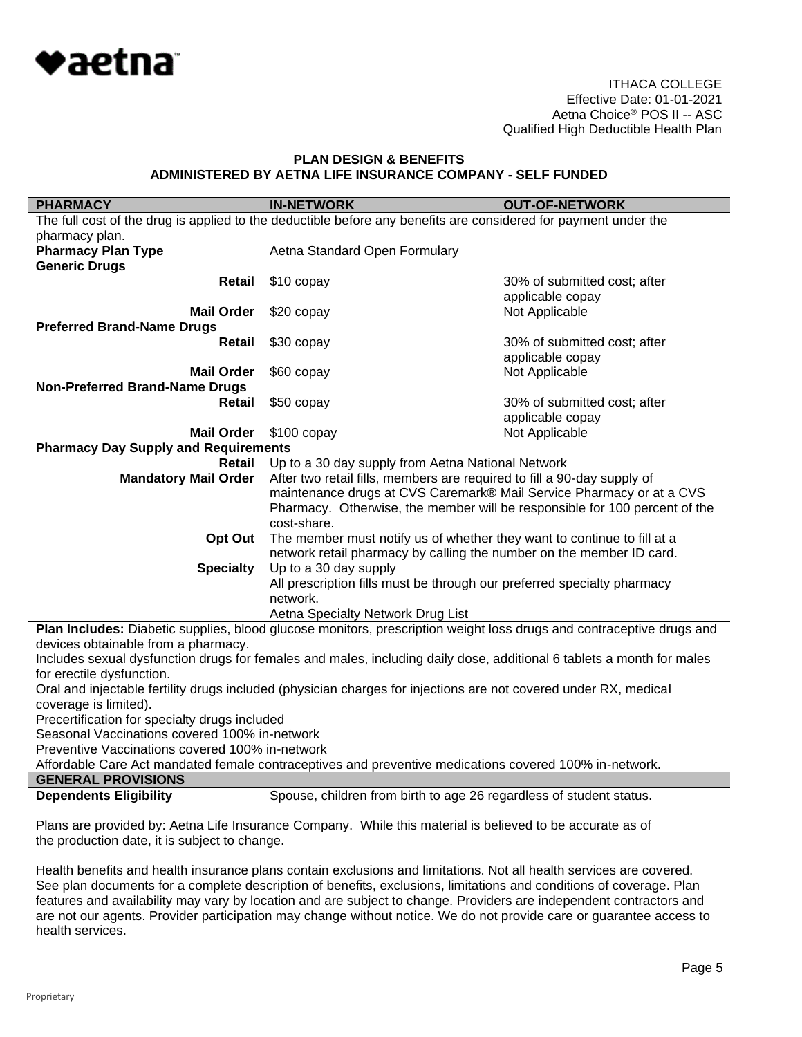ITHACA COLLEGE
Effective Date: 01-01-2021
Aetna Choice® POS II -- ASC
Qualified High Deductible Health Plan

**PLAN DESIGN & BENEFITS**
**ADMINISTERED BY AETNA LIFE INSURANCE COMPANY - SELF FUNDED**

| PHARMACY | IN-NETWORK | OUT-OF-NETWORK |
|---|---|---|
| The full cost of the drug is applied to the deductible before any benefits are considered for payment under the pharmacy plan. | | |
| **Pharmacy Plan Type** | Aetna Standard Open Formulary | |
| **Generic Drugs** | | |
| **Retail** | $10 copay | 30% of submitted cost; after applicable copay |
| **Mail Order** | $20 copay | Not Applicable |
| **Preferred Brand-Name Drugs** | | |
| **Retail** | $30 copay | 30% of submitted cost; after applicable copay |
| **Mail Order** | $60 copay | Not Applicable |
| **Non-Preferred Brand-Name Drugs** | | |
| **Retail** | $50 copay | 30% of submitted cost; after applicable copay |
| **Mail Order** | $100 copay | Not Applicable |
| **Pharmacy Day Supply and Requirements** | | |
| **Retail** | Up to a 30 day supply from Aetna National Network | |
| **Mandatory Mail Order** | After two retail fills, members are required to fill a 90-day supply of maintenance drugs at CVS Caremark® Mail Service Pharmacy or at a CVS Pharmacy. Otherwise, the member will be responsible for 100 percent of the cost-share. | |
| **Opt Out** | The member must notify us of whether they want to continue to fill at a network retail pharmacy by calling the number on the member ID card. | |
| **Specialty** | Up to a 30 day supply<br>All prescription fills must be through our preferred specialty pharmacy network.<br>Aetna Specialty Network Drug List | |

**Plan Includes:** Diabetic supplies, blood glucose monitors, prescription weight loss drugs and contraceptive drugs and devices obtainable from a pharmacy.
Includes sexual dysfunction drugs for females and males, including daily dose, additional 6 tablets a month for males for erectile dysfunction.
Oral and injectable fertility drugs included (physician charges for injections are not covered under RX, medical coverage is limited).
Precertification for specialty drugs included
Seasonal Vaccinations covered 100% in-network
Preventive Vaccinations covered 100% in-network
Affordable Care Act mandated female contraceptives and preventive medications covered 100% in-network.

| GENERAL PROVISIONS | |
|---|---|
| **Dependents Eligibility** | Spouse, children from birth to age 26 regardless of student status. |

Plans are provided by: Aetna Life Insurance Company. While this material is believed to be accurate as of the production date, it is subject to change.

Health benefits and health insurance plans contain exclusions and limitations. Not all health services are covered. See plan documents for a complete description of benefits, exclusions, limitations and conditions of coverage. Plan features and availability may vary by location and are subject to change. Providers are independent contractors and are not our agents. Provider participation may change without notice. We do not provide care or guarantee access to health services.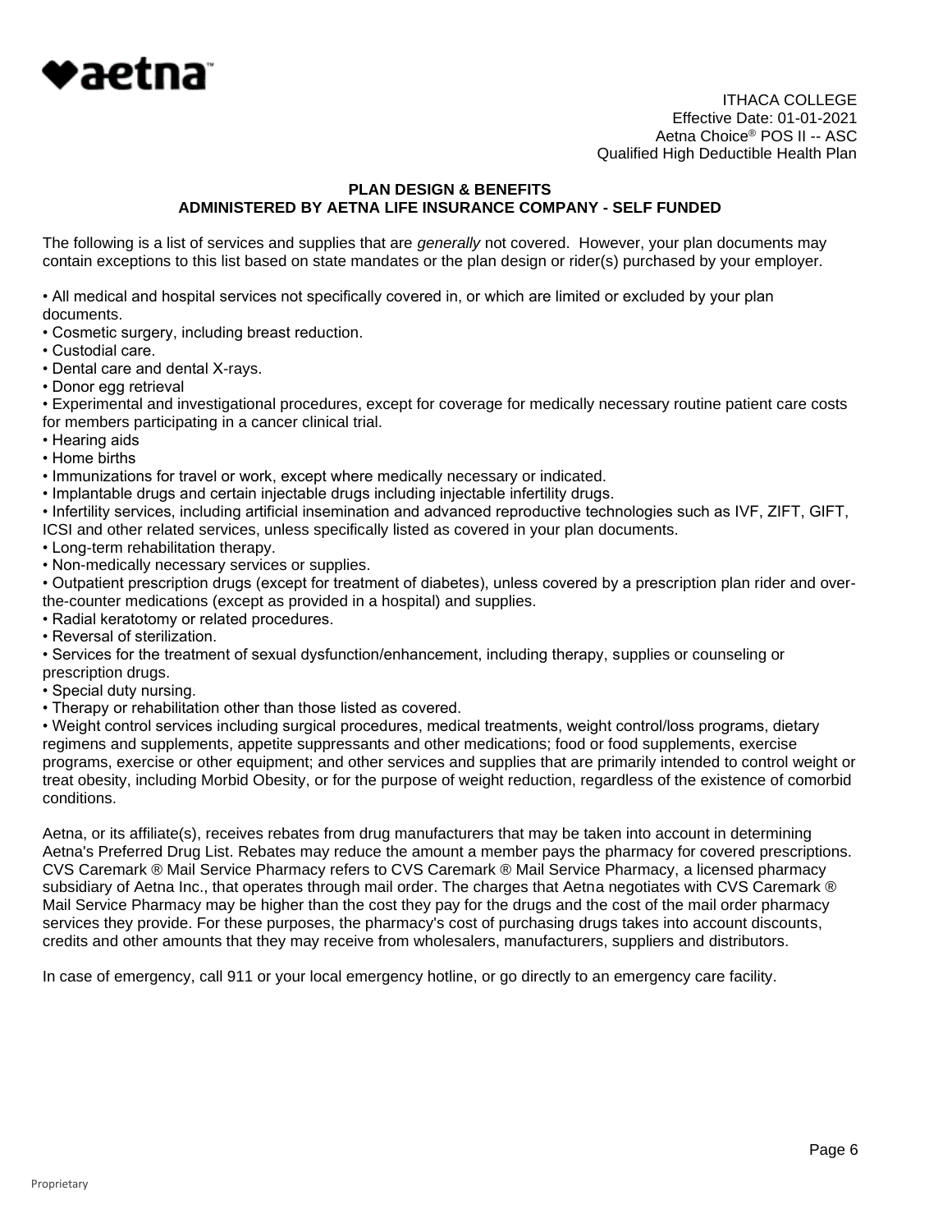ITHACA COLLEGE
Effective Date: 01-01-2021
Aetna Choice® POS II -- ASC
Qualified High Deductible Health Plan

**PLAN DESIGN & BENEFITS**
**ADMINISTERED BY AETNA LIFE INSURANCE COMPANY - SELF FUNDED**

The following is a list of services and supplies that are *generally* not covered. However, your plan documents may contain exceptions to this list based on state mandates or the plan design or rider(s) purchased by your employer.

- All medical and hospital services not specifically covered in, or which are limited or excluded by your plan documents.
- Cosmetic surgery, including breast reduction.
- Custodial care.
- Dental care and dental X-rays.
- Donor egg retrieval
- Experimental and investigational procedures, except for coverage for medically necessary routine patient care costs for members participating in a cancer clinical trial.
- Hearing aids
- Home births
- Immunizations for travel or work, except where medically necessary or indicated.
- Implantable drugs and certain injectable drugs including injectable infertility drugs.
- Infertility services, including artificial insemination and advanced reproductive technologies such as IVF, ZIFT, GIFT, ICSI and other related services, unless specifically listed as covered in your plan documents.
- Long-term rehabilitation therapy.
- Non-medically necessary services or supplies.
- Outpatient prescription drugs (except for treatment of diabetes), unless covered by a prescription plan rider and over-the-counter medications (except as provided in a hospital) and supplies.
- Radial keratotomy or related procedures.
- Reversal of sterilization.
- Services for the treatment of sexual dysfunction/enhancement, including therapy, supplies or counseling or prescription drugs.
- Special duty nursing.
- Therapy or rehabilitation other than those listed as covered.
- Weight control services including surgical procedures, medical treatments, weight control/loss programs, dietary regimens and supplements, appetite suppressants and other medications; food or food supplements, exercise programs, exercise or other equipment; and other services and supplies that are primarily intended to control weight or treat obesity, including Morbid Obesity, or for the purpose of weight reduction, regardless of the existence of comorbid conditions.

Aetna, or its affiliate(s), receives rebates from drug manufacturers that may be taken into account in determining Aetna's Preferred Drug List. Rebates may reduce the amount a member pays the pharmacy for covered prescriptions. CVS Caremark ® Mail Service Pharmacy refers to CVS Caremark ® Mail Service Pharmacy, a licensed pharmacy subsidiary of Aetna Inc., that operates through mail order. The charges that Aetna negotiates with CVS Caremark ® Mail Service Pharmacy may be higher than the cost they pay for the drugs and the cost of the mail order pharmacy services they provide. For these purposes, the pharmacy's cost of purchasing drugs takes into account discounts, credits and other amounts that they may receive from wholesalers, manufacturers, suppliers and distributors.

In case of emergency, call 911 or your local emergency hotline, or go directly to an emergency care facility.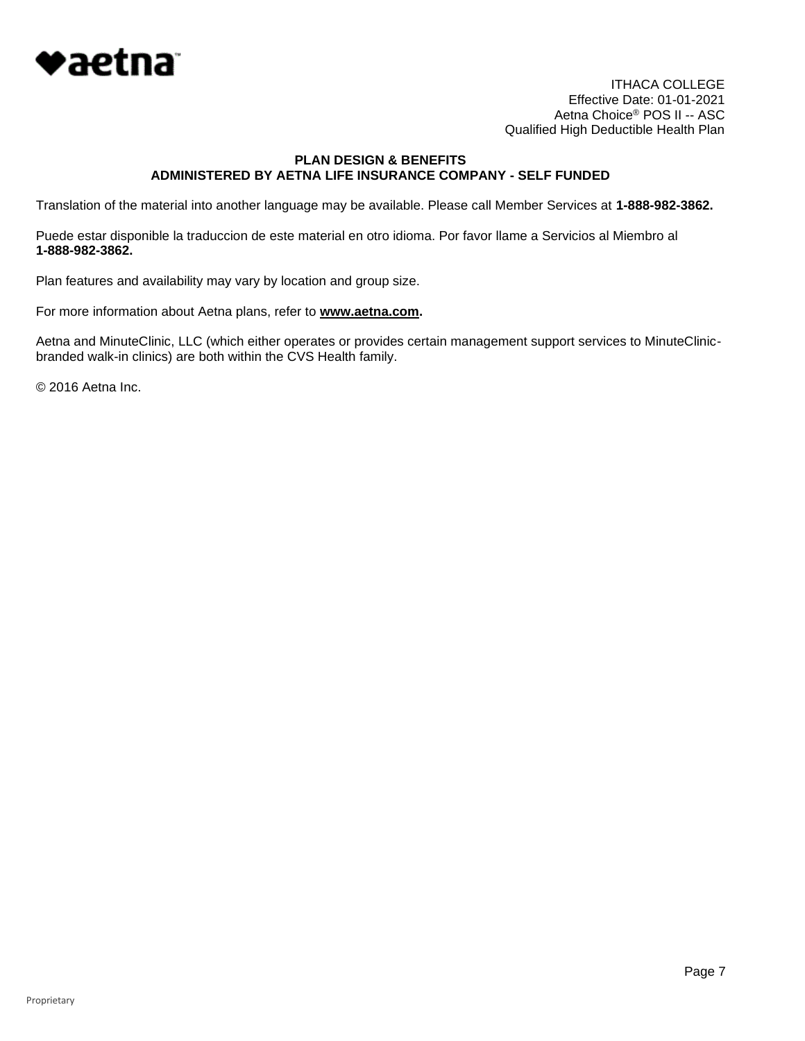ITHACA COLLEGE
Effective Date: 01-01-2021
Aetna Choice® POS II -- ASC
Qualified High Deductible Health Plan

**PLAN DESIGN & BENEFITS**
**ADMINISTERED BY AETNA LIFE INSURANCE COMPANY - SELF FUNDED**

Translation of the material into another language may be available. Please call Member Services at **1-888-982-3862.**

Puede estar disponible la traduccion de este material en otro idioma. Por favor llame a Servicios al Miembro al **1-888-982-3862.**

Plan features and availability may vary by location and group size.

For more information about Aetna plans, refer to **www.aetna.com.**

Aetna and MinuteClinic, LLC (which either operates or provides certain management support services to MinuteClinic-branded walk-in clinics) are both within the CVS Health family.

© 2016 Aetna Inc.

Proprietary